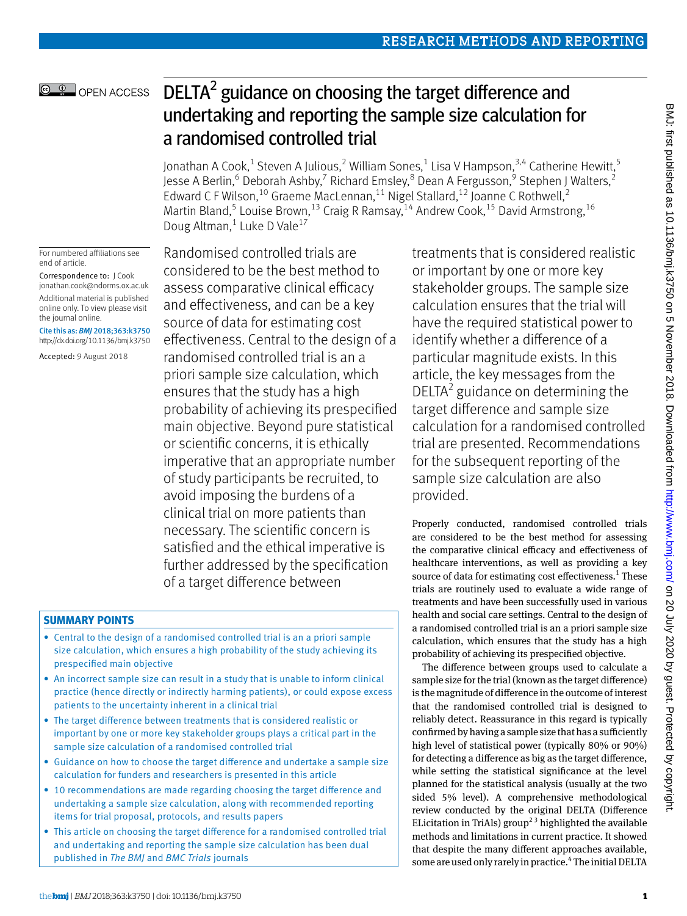# DELTA² guidance on choosing the target difference and undertaking and reporting the sample size calculation for a randomised controlled trial

Jonathan A Cook,[1] Steven A Julious,[2] William Sones,[1] Lisa V Hampson,[3,4] Catherine Hewitt,[5] Jesse A Berlin,[6] Deborah Ashby,[7] Richard Emsley,[8] Dean A Fergusson,[9] Stephen J Walters,[2] Edward C F Wilson,[10] Graeme MacLennan,[11] Nigel Stallard,[12] Joanne C Rothwell,[2] Martin Bland,[5] Louise Brown,[13] Craig R Ramsay,[14] Andrew Cook,[15] David Armstrong,[16] Doug Altman,[1] Luke D Vale[17]

For numbered affiliations see end of article.

Correspondence to: J Cook jonathan.cook@ndorms.ox.ac.uk

Additional material is published online only. To view please visit the journal online.

Cite this as: *BMJ* 2018;363:k3750 http://dx.doi.org/10.1136/bmj.k3750

Accepted: 9 August 2018

Randomised controlled trials are considered to be the best method to assess comparative clinical efficacy and effectiveness, and can be a key source of data for estimating cost effectiveness. Central to the design of a randomised controlled trial is an a priori sample size calculation, which ensures that the study has a high probability of achieving its prespecified main objective. Beyond pure statistical or scientific concerns, it is ethically imperative that an appropriate number of study participants be recruited, to avoid imposing the burdens of a clinical trial on more patients than necessary. The scientific concern is satisfied and the ethical imperative is further addressed by the specification of a target difference between treatments that is considered realistic or important by one or more key stakeholder groups. The sample size calculation ensures that the trial will have the required statistical power to identify whether a difference of a particular magnitude exists. In this article, the key messages from the DELTA² guidance on determining the target difference and sample size calculation for a randomised controlled trial are presented. Recommendations for the subsequent reporting of the sample size calculation are also provided.

## SUMMARY POINTS

- Central to the design of a randomised controlled trial is an a priori sample size calculation, which ensures a high probability of the study achieving its prespecified main objective
- An incorrect sample size can result in a study that is unable to inform clinical practice (hence directly or indirectly harming patients), or could expose excess patients to the uncertainty inherent in a clinical trial
- The target difference between treatments that is considered realistic or important by one or more key stakeholder groups plays a critical part in the sample size calculation of a randomised controlled trial
- Guidance on how to choose the target difference and undertake a sample size calculation for funders and researchers is presented in this article
- 10 recommendations are made regarding choosing the target difference and undertaking a sample size calculation, along with recommended reporting items for trial proposal, protocols, and results papers
- This article on choosing the target difference for a randomised controlled trial and undertaking and reporting the sample size calculation has been dual published in *The BMJ* and *BMC Trials* journals

Properly conducted, randomised controlled trials are considered to be the best method for assessing the comparative clinical efficacy and effectiveness of healthcare interventions, as well as providing a key source of data for estimating cost effectiveness.[1] These trials are routinely used to evaluate a wide range of treatments and have been successfully used in various health and social care settings. Central to the design of a randomised controlled trial is an a priori sample size calculation, which ensures that the study has a high probability of achieving its prespecified objective.

The difference between groups used to calculate a sample size for the trial (known as the target difference) is the magnitude of difference in the outcome of interest that the randomised controlled trial is designed to reliably detect. Reassurance in this regard is typically confirmed by having a sample size that has a sufficiently high level of statistical power (typically 80% or 90%) for detecting a difference as big as the target difference, while setting the statistical significance at the level planned for the statistical analysis (usually at the two sided 5% level). A comprehensive methodological review conducted by the original DELTA (Difference ELicitation in TriAls) group[2,3] highlighted the available methods and limitations in current practice. It showed that despite the many different approaches available, some are used only rarely in practice.[4] The initial DELTA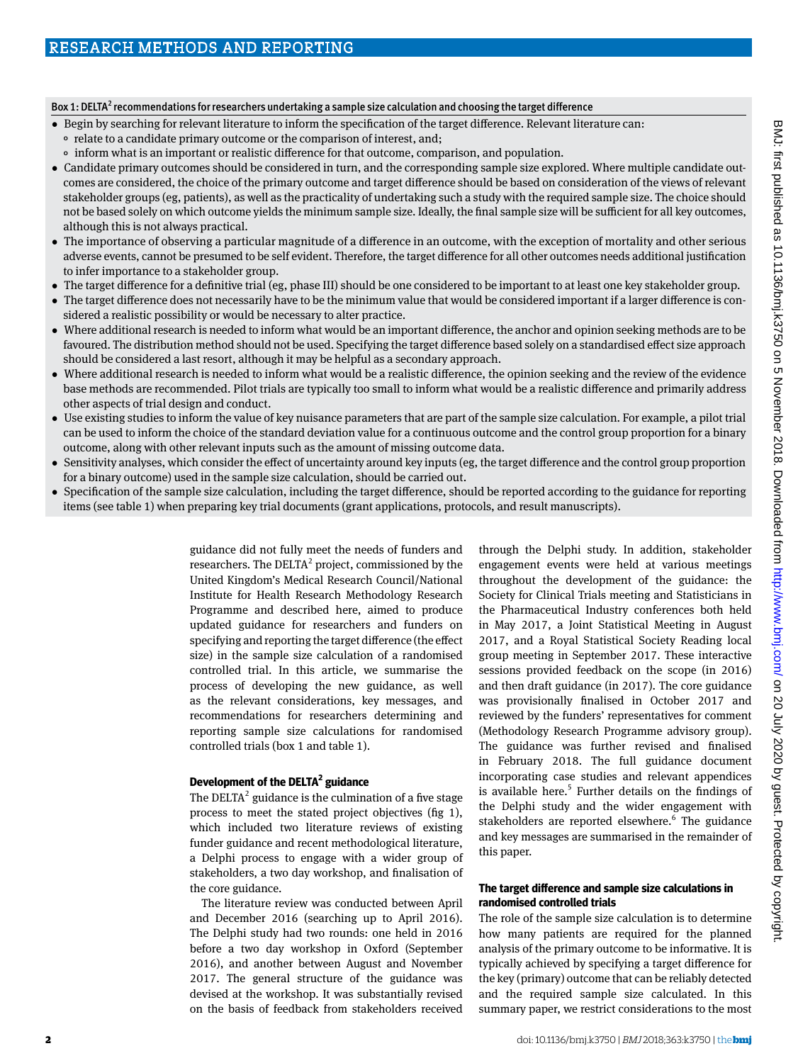**Box 1: DELTA[2] recommendations for researchers undertaking a sample size calculation and choosing the target difference**

- Begin by searching for relevant literature to inform the specification of the target difference. Relevant literature can:
  - relate to a candidate primary outcome or the comparison of interest, and;
  - inform what is an important or realistic difference for that outcome, comparison, and population.
- Candidate primary outcomes should be considered in turn, and the corresponding sample size explored. Where multiple candidate outcomes are considered, the choice of the primary outcome and target difference should be based on consideration of the views of relevant stakeholder groups (eg, patients), as well as the practicality of undertaking such a study with the required sample size. The choice should not be based solely on which outcome yields the minimum sample size. Ideally, the final sample size will be sufficient for all key outcomes, although this is not always practical.
- The importance of observing a particular magnitude of a difference in an outcome, with the exception of mortality and other serious adverse events, cannot be presumed to be self evident. Therefore, the target difference for all other outcomes needs additional justification to infer importance to a stakeholder group.
- The target difference for a definitive trial (eg, phase III) should be one considered to be important to at least one key stakeholder group.
- The target difference does not necessarily have to be the minimum value that would be considered important if a larger difference is considered a realistic possibility or would be necessary to alter practice.
- Where additional research is needed to inform what would be an important difference, the anchor and opinion seeking methods are to be favoured. The distribution method should not be used. Specifying the target difference based solely on a standardised effect size approach should be considered a last resort, although it may be helpful as a secondary approach.
- Where additional research is needed to inform what would be a realistic difference, the opinion seeking and the review of the evidence base methods are recommended. Pilot trials are typically too small to inform what would be a realistic difference and primarily address other aspects of trial design and conduct.
- Use existing studies to inform the value of key nuisance parameters that are part of the sample size calculation. For example, a pilot trial can be used to inform the choice of the standard deviation value for a continuous outcome and the control group proportion for a binary outcome, along with other relevant inputs such as the amount of missing outcome data.
- Sensitivity analyses, which consider the effect of uncertainty around key inputs (eg, the target difference and the control group proportion for a binary outcome) used in the sample size calculation, should be carried out.
- Specification of the sample size calculation, including the target difference, should be reported according to the guidance for reporting items (see table 1) when preparing key trial documents (grant applications, protocols, and result manuscripts).

guidance did not fully meet the needs of funders and researchers. The DELTA[2] project, commissioned by the United Kingdom's Medical Research Council/National Institute for Health Research Methodology Research Programme and described here, aimed to produce updated guidance for researchers and funders on specifying and reporting the target difference (the effect size) in the sample size calculation of a randomised controlled trial. In this article, we summarise the process of developing the new guidance, as well as the relevant considerations, key messages, and recommendations for researchers determining and reporting sample size calculations for randomised controlled trials (box 1 and table 1).

## Development of the DELTA[2] guidance

The DELTA[2] guidance is the culmination of a five stage process to meet the stated project objectives (fig 1), which included two literature reviews of existing funder guidance and recent methodological literature, a Delphi process to engage with a wider group of stakeholders, a two day workshop, and finalisation of the core guidance.

The literature review was conducted between April and December 2016 (searching up to April 2016). The Delphi study had two rounds: one held in 2016 before a two day workshop in Oxford (September 2016), and another between August and November 2017. The general structure of the guidance was devised at the workshop. It was substantially revised on the basis of feedback from stakeholders received through the Delphi study. In addition, stakeholder engagement events were held at various meetings throughout the development of the guidance: the Society for Clinical Trials meeting and Statisticians in the Pharmaceutical Industry conferences both held in May 2017, a Joint Statistical Meeting in August 2017, and a Royal Statistical Society Reading local group meeting in September 2017. These interactive sessions provided feedback on the scope (in 2016) and then draft guidance (in 2017). The core guidance was provisionally finalised in October 2017 and reviewed by the funders' representatives for comment (Methodology Research Programme advisory group). The guidance was further revised and finalised in February 2018. The full guidance document incorporating case studies and relevant appendices is available here.[5] Further details on the findings of the Delphi study and the wider engagement with stakeholders are reported elsewhere.[6] The guidance and key messages are summarised in the remainder of this paper.

## The target difference and sample size calculations in randomised controlled trials

The role of the sample size calculation is to determine how many patients are required for the planned analysis of the primary outcome to be informative. It is typically achieved by specifying a target difference for the key (primary) outcome that can be reliably detected and the required sample size calculated. In this summary paper, we restrict considerations to the most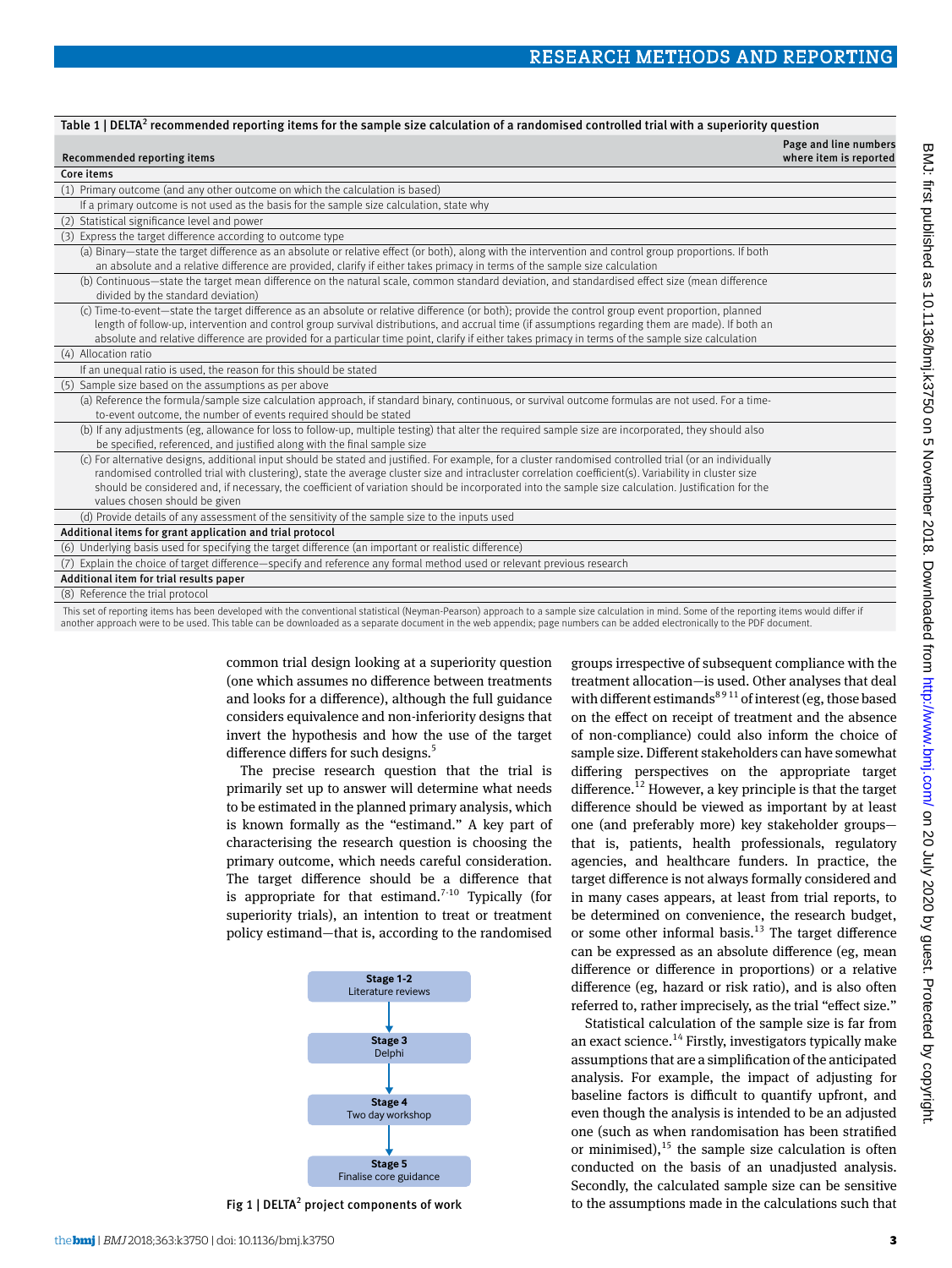**Table 1 | DELTA[2] recommended reporting items for the sample size calculation of a randomised controlled trial with a superiority question**

| Recommended reporting items | Page and line numbers where item is reported |
|---|---|
| **Core items** | |
| (1) Primary outcome (and any other outcome on which the calculation is based) | |
| If a primary outcome is not used as the basis for the sample size calculation, state why | |
| (2) Statistical significance level and power | |
| (3) Express the target difference according to outcome type | |
| (a) Binary—state the target difference as an absolute or relative effect (or both), along with the intervention and control group proportions. If both an absolute and a relative difference are provided, clarify if either takes primacy in terms of the sample size calculation | |
| (b) Continuous—state the target mean difference on the natural scale, common standard deviation, and standardised effect size (mean difference divided by the standard deviation) | |
| (c) Time-to-event—state the target difference as an absolute or relative difference (or both); provide the control group event proportion, planned length of follow-up, intervention and control group survival distributions, and accrual time (if assumptions regarding them are made). If both an absolute and relative difference are provided for a particular time point, clarify if either takes primacy in terms of the sample size calculation | |
| (4) Allocation ratio | |
| If an unequal ratio is used, the reason for this should be stated | |
| (5) Sample size based on the assumptions as per above | |
| (a) Reference the formula/sample size calculation approach, if standard binary, continuous, or survival outcome formulas are not used. For a time-to-event outcome, the number of events required should be stated | |
| (b) If any adjustments (eg, allowance for loss to follow-up, multiple testing) that alter the required sample size are incorporated, they should also be specified, referenced, and justified along with the final sample size | |
| (c) For alternative designs, additional input should be stated and justified. For example, for a cluster randomised controlled trial (or an individually randomised controlled trial with clustering), state the average cluster size and intracluster correlation coefficient(s). Variability in cluster size should be considered and, if necessary, the coefficient of variation should be incorporated into the sample size calculation. Justification for the values chosen should be given | |
| (d) Provide details of any assessment of the sensitivity of the sample size to the inputs used | |
| **Additional items for grant application and trial protocol** | |
| (6) Underlying basis used for specifying the target difference (an important or realistic difference) | |
| (7) Explain the choice of target difference—specify and reference any formal method used or relevant previous research | |
| **Additional item for trial results paper** | |
| (8) Reference the trial protocol | |

This set of reporting items has been developed with the conventional statistical (Neyman-Pearson) approach to a sample size calculation in mind. Some of the reporting items would differ if another approach were to be used. This table can be downloaded as a separate document in the web appendix; page numbers can be added electronically to the PDF document.

common trial design looking at a superiority question (one which assumes no difference between treatments and looks for a difference), although the full guidance considers equivalence and non-inferiority designs that invert the hypothesis and how the use of the target difference differs for such designs.[5]

The precise research question that the trial is primarily set up to answer will determine what needs to be estimated in the planned primary analysis, which is known formally as the "estimand." A key part of characterising the research question is choosing the primary outcome, which needs careful consideration. The target difference should be a difference that is appropriate for that estimand.[7-10] Typically (for superiority trials), an intention to treat or treatment policy estimand—that is, according to the randomised groups irrespective of subsequent compliance with the treatment allocation—is used. Other analyses that deal with different estimands[8 9 11] of interest (eg, those based on the effect on receipt of treatment and the absence of non-compliance) could also inform the choice of sample size. Different stakeholders can have somewhat differing perspectives on the appropriate target difference.[12] However, a key principle is that the target difference should be viewed as important by at least one (and preferably more) key stakeholder groups—that is, patients, health professionals, regulatory agencies, and healthcare funders. In practice, the target difference is not always formally considered and in many cases appears, at least from trial reports, to be determined on convenience, the research budget, or some other informal basis.[13] The target difference can be expressed as an absolute difference (eg, mean difference or difference in proportions) or a relative difference (eg, hazard or risk ratio), and is also often referred to, rather imprecisely, as the trial "effect size."

Statistical calculation of the sample size is far from an exact science.[14] Firstly, investigators typically make assumptions that are a simplification of the anticipated analysis. For example, the impact of adjusting for baseline factors is difficult to quantify upfront, and even though the analysis is intended to be an adjusted one (such as when randomisation has been stratified or minimised),[15] the sample size calculation is often conducted on the basis of an unadjusted analysis. Secondly, the calculated sample size can be sensitive to the assumptions made in the calculations such that

**Stage 1-2** Literature reviews → **Stage 3** Delphi → **Stage 4** Two day workshop → **Stage 5** Finalise core guidance

Fig 1 | DELTA[2] project components of work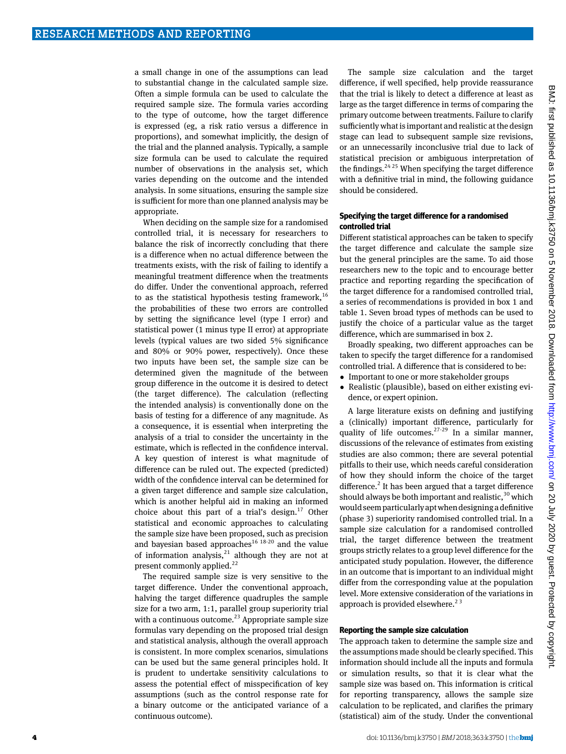a small change in one of the assumptions can lead to substantial change in the calculated sample size. Often a simple formula can be used to calculate the required sample size. The formula varies according to the type of outcome, how the target difference is expressed (eg, a risk ratio versus a difference in proportions), and somewhat implicitly, the design of the trial and the planned analysis. Typically, a sample size formula can be used to calculate the required number of observations in the analysis set, which varies depending on the outcome and the intended analysis. In some situations, ensuring the sample size is sufficient for more than one planned analysis may be appropriate.

When deciding on the sample size for a randomised controlled trial, it is necessary for researchers to balance the risk of incorrectly concluding that there is a difference when no actual difference between the treatments exists, with the risk of failing to identify a meaningful treatment difference when the treatments do differ. Under the conventional approach, referred to as the statistical hypothesis testing framework,[16] the probabilities of these two errors are controlled by setting the significance level (type I error) and statistical power (1 minus type II error) at appropriate levels (typical values are two sided 5% significance and 80% or 90% power, respectively). Once these two inputs have been set, the sample size can be determined given the magnitude of the between group difference in the outcome it is desired to detect (the target difference). The calculation (reflecting the intended analysis) is conventionally done on the basis of testing for a difference of any magnitude. As a consequence, it is essential when interpreting the analysis of a trial to consider the uncertainty in the estimate, which is reflected in the confidence interval. A key question of interest is what magnitude of difference can be ruled out. The expected (predicted) width of the confidence interval can be determined for a given target difference and sample size calculation, which is another helpful aid in making an informed choice about this part of a trial's design.[17] Other statistical and economic approaches to calculating the sample size have been proposed, such as precision and bayesian based approaches[16 18-20] and the value of information analysis,[21] although they are not at present commonly applied.[22]

The required sample size is very sensitive to the target difference. Under the conventional approach, halving the target difference quadruples the sample size for a two arm, 1:1, parallel group superiority trial with a continuous outcome.[23] Appropriate sample size formulas vary depending on the proposed trial design and statistical analysis, although the overall approach is consistent. In more complex scenarios, simulations can be used but the same general principles hold. It is prudent to undertake sensitivity calculations to assess the potential effect of misspecification of key assumptions (such as the control response rate for a binary outcome or the anticipated variance of a continuous outcome).

The sample size calculation and the target difference, if well specified, help provide reassurance that the trial is likely to detect a difference at least as large as the target difference in terms of comparing the primary outcome between treatments. Failure to clarify sufficiently what is important and realistic at the design stage can lead to subsequent sample size revisions, or an unnecessarily inconclusive trial due to lack of statistical precision or ambiguous interpretation of the findings.[24 25] When specifying the target difference with a definitive trial in mind, the following guidance should be considered.

### Specifying the target difference for a randomised controlled trial

Different statistical approaches can be taken to specify the target difference and calculate the sample size but the general principles are the same. To aid those researchers new to the topic and to encourage better practice and reporting regarding the specification of the target difference for a randomised controlled trial, a series of recommendations is provided in box 1 and table 1. Seven broad types of methods can be used to justify the choice of a particular value as the target difference, which are summarised in box 2.

Broadly speaking, two different approaches can be taken to specify the target difference for a randomised controlled trial. A difference that is considered to be:

- Important to one or more stakeholder groups
- Realistic (plausible), based on either existing evidence, or expert opinion.

A large literature exists on defining and justifying a (clinically) important difference, particularly for quality of life outcomes.[27-29] In a similar manner, discussions of the relevance of estimates from existing studies are also common; there are several potential pitfalls to their use, which needs careful consideration of how they should inform the choice of the target difference.[2] It has been argued that a target difference should always be both important and realistic,[30] which would seem particularly apt when designing a definitive (phase 3) superiority randomised controlled trial. In a sample size calculation for a randomised controlled trial, the target difference between the treatment groups strictly relates to a group level difference for the anticipated study population. However, the difference in an outcome that is important to an individual might differ from the corresponding value at the population level. More extensive consideration of the variations in approach is provided elsewhere.[2 3]

### Reporting the sample size calculation

The approach taken to determine the sample size and the assumptions made should be clearly specified. This information should include all the inputs and formula or simulation results, so that it is clear what the sample size was based on. This information is critical for reporting transparency, allows the sample size calculation to be replicated, and clarifies the primary (statistical) aim of the study. Under the conventional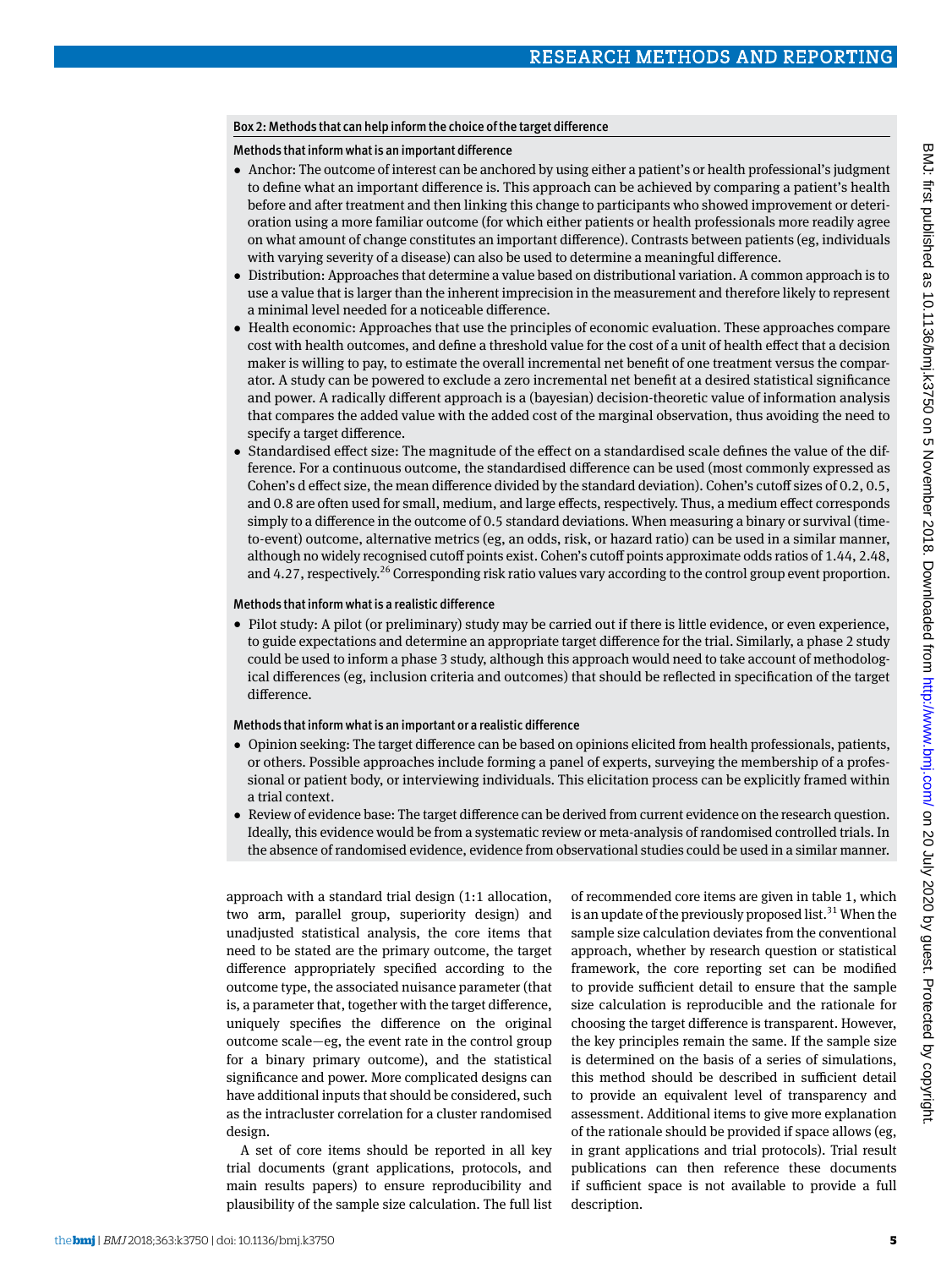### Box 2: Methods that can help inform the choice of the target difference

**Methods that inform what is an important difference**

- Anchor: The outcome of interest can be anchored by using either a patient's or health professional's judgment to define what an important difference is. This approach can be achieved by comparing a patient's health before and after treatment and then linking this change to participants who showed improvement or deterioration using a more familiar outcome (for which either patients or health professionals more readily agree on what amount of change constitutes an important difference). Contrasts between patients (eg, individuals with varying severity of a disease) can also be used to determine a meaningful difference.
- Distribution: Approaches that determine a value based on distributional variation. A common approach is to use a value that is larger than the inherent imprecision in the measurement and therefore likely to represent a minimal level needed for a noticeable difference.
- Health economic: Approaches that use the principles of economic evaluation. These approaches compare cost with health outcomes, and define a threshold value for the cost of a unit of health effect that a decision maker is willing to pay, to estimate the overall incremental net benefit of one treatment versus the comparator. A study can be powered to exclude a zero incremental net benefit at a desired statistical significance and power. A radically different approach is a (bayesian) decision-theoretic value of information analysis that compares the added value with the added cost of the marginal observation, thus avoiding the need to specify a target difference.
- Standardised effect size: The magnitude of the effect on a standardised scale defines the value of the difference. For a continuous outcome, the standardised difference can be used (most commonly expressed as Cohen's d effect size, the mean difference divided by the standard deviation). Cohen's cutoff sizes of 0.2, 0.5, and 0.8 are often used for small, medium, and large effects, respectively. Thus, a medium effect corresponds simply to a difference in the outcome of 0.5 standard deviations. When measuring a binary or survival (time-to-event) outcome, alternative metrics (eg, an odds, risk, or hazard ratio) can be used in a similar manner, although no widely recognised cutoff points exist. Cohen's cutoff points approximate odds ratios of 1.44, 2.48, and 4.27, respectively.[26] Corresponding risk ratio values vary according to the control group event proportion.

**Methods that inform what is a realistic difference**

- Pilot study: A pilot (or preliminary) study may be carried out if there is little evidence, or even experience, to guide expectations and determine an appropriate target difference for the trial. Similarly, a phase 2 study could be used to inform a phase 3 study, although this approach would need to take account of methodological differences (eg, inclusion criteria and outcomes) that should be reflected in specification of the target difference.

**Methods that inform what is an important or a realistic difference**

- Opinion seeking: The target difference can be based on opinions elicited from health professionals, patients, or others. Possible approaches include forming a panel of experts, surveying the membership of a professional or patient body, or interviewing individuals. This elicitation process can be explicitly framed within a trial context.
- Review of evidence base: The target difference can be derived from current evidence on the research question. Ideally, this evidence would be from a systematic review or meta-analysis of randomised controlled trials. In the absence of randomised evidence, evidence from observational studies could be used in a similar manner.

approach with a standard trial design (1:1 allocation, two arm, parallel group, superiority design) and unadjusted statistical analysis, the core items that need to be stated are the primary outcome, the target difference appropriately specified according to the outcome type, the associated nuisance parameter (that is, a parameter that, together with the target difference, uniquely specifies the difference on the original outcome scale—eg, the event rate in the control group for a binary primary outcome), and the statistical significance and power. More complicated designs can have additional inputs that should be considered, such as the intracluster correlation for a cluster randomised design.

A set of core items should be reported in all key trial documents (grant applications, protocols, and main results papers) to ensure reproducibility and plausibility of the sample size calculation. The full list of recommended core items are given in table 1, which is an update of the previously proposed list.[31] When the sample size calculation deviates from the conventional approach, whether by research question or statistical framework, the core reporting set can be modified to provide sufficient detail to ensure that the sample size calculation is reproducible and the rationale for choosing the target difference is transparent. However, the key principles remain the same. If the sample size is determined on the basis of a series of simulations, this method should be described in sufficient detail to provide an equivalent level of transparency and assessment. Additional items to give more explanation of the rationale should be provided if space allows (eg, in grant applications and trial protocols). Trial result publications can then reference these documents if sufficient space is not available to provide a full description.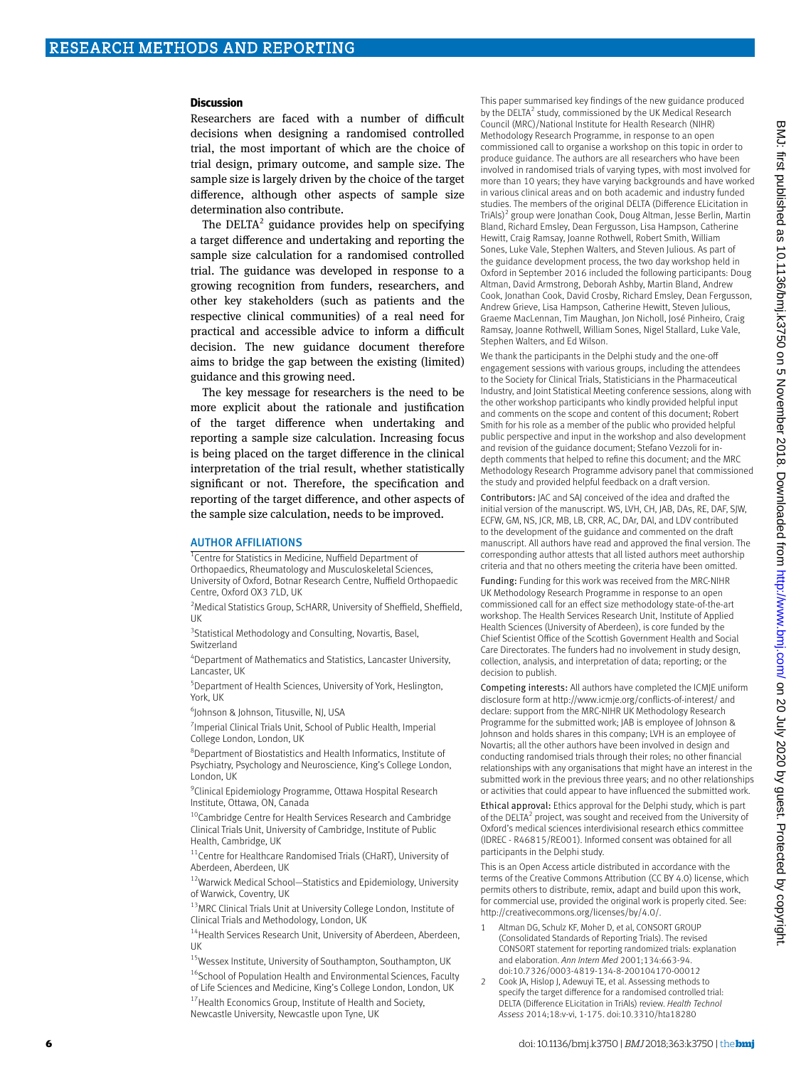## Discussion

Researchers are faced with a number of difficult decisions when designing a randomised controlled trial, the most important of which are the choice of trial design, primary outcome, and sample size. The sample size is largely driven by the choice of the target difference, although other aspects of sample size determination also contribute.

The DELTA[2] guidance provides help on specifying a target difference and undertaking and reporting the sample size calculation for a randomised controlled trial. The guidance was developed in response to a growing recognition from funders, researchers, and other key stakeholders (such as patients and the respective clinical communities) of a real need for practical and accessible advice to inform a difficult decision. The new guidance document therefore aims to bridge the gap between the existing (limited) guidance and this growing need.

The key message for researchers is the need to be more explicit about the rationale and justification of the target difference when undertaking and reporting a sample size calculation. Increasing focus is being placed on the target difference in the clinical interpretation of the trial result, whether statistically significant or not. Therefore, the specification and reporting of the target difference, and other aspects of the sample size calculation, needs to be improved.

### AUTHOR AFFILIATIONS

[1]Centre for Statistics in Medicine, Nuffield Department of Orthopaedics, Rheumatology and Musculoskeletal Sciences, University of Oxford, Botnar Research Centre, Nuffield Orthopaedic Centre, Oxford OX3 7LD, UK

[2]Medical Statistics Group, ScHARR, University of Sheffield, Sheffield, UK

[3]Statistical Methodology and Consulting, Novartis, Basel, Switzerland

[4]Department of Mathematics and Statistics, Lancaster University, Lancaster, UK

[5]Department of Health Sciences, University of York, Heslington, York, UK

[6]Johnson & Johnson, Titusville, NJ, USA

[7]Imperial Clinical Trials Unit, School of Public Health, Imperial College London, London, UK

[8]Department of Biostatistics and Health Informatics, Institute of Psychiatry, Psychology and Neuroscience, King's College London, London, UK

[9]Clinical Epidemiology Programme, Ottawa Hospital Research Institute, Ottawa, ON, Canada

[10]Cambridge Centre for Health Services Research and Cambridge Clinical Trials Unit, University of Cambridge, Institute of Public Health, Cambridge, UK

[11]Centre for Healthcare Randomised Trials (CHaRT), University of Aberdeen, Aberdeen, UK

[12]Warwick Medical School—Statistics and Epidemiology, University of Warwick, Coventry, UK

[13]MRC Clinical Trials Unit at University College London, Institute of Clinical Trials and Methodology, London, UK

[14]Health Services Research Unit, University of Aberdeen, Aberdeen, UK

[15]Wessex Institute, University of Southampton, Southampton, UK

[16]School of Population Health and Environmental Sciences, Faculty of Life Sciences and Medicine, King's College London, London, UK

[17]Health Economics Group, Institute of Health and Society, Newcastle University, Newcastle upon Tyne, UK

This paper summarised key findings of the new guidance produced by the DELTA[2] study, commissioned by the UK Medical Research Council (MRC)/National Institute for Health Research (NIHR) Methodology Research Programme, in response to an open commissioned call to organise a workshop on this topic in order to produce guidance. The authors are all researchers who have been involved in randomised trials of varying types, with most involved for more than 10 years; they have varying backgrounds and have worked in various clinical areas and on both academic and industry funded studies. The members of the original DELTA (Difference ELicitation in TriAls)[2] group were Jonathan Cook, Doug Altman, Jesse Berlin, Martin Bland, Richard Emsley, Dean Fergusson, Lisa Hampson, Catherine Hewitt, Craig Ramsay, Joanne Rothwell, Robert Smith, William Sones, Luke Vale, Stephen Walters, and Steven Julious. As part of the guidance development process, the two day workshop held in Oxford in September 2016 included the following participants: Doug Altman, David Armstrong, Deborah Ashby, Martin Bland, Andrew Cook, Jonathan Cook, David Crosby, Richard Emsley, Dean Fergusson, Andrew Grieve, Lisa Hampson, Catherine Hewitt, Steven Julious, Graeme MacLennan, Tim Maughan, Jon Nicholl, José Pinheiro, Craig Ramsay, Joanne Rothwell, William Sones, Nigel Stallard, Luke Vale, Stephen Walters, and Ed Wilson.

We thank the participants in the Delphi study and the one-off engagement sessions with various groups, including the attendees to the Society for Clinical Trials, Statisticians in the Pharmaceutical Industry, and Joint Statistical Meeting conference sessions, along with the other workshop participants who kindly provided helpful input and comments on the scope and content of this document; Robert Smith for his role as a member of the public who provided helpful public perspective and input in the workshop and also development and revision of the guidance document; Stefano Vezzoli for in-depth comments that helped to refine this document; and the MRC Methodology Research Programme advisory panel that commissioned the study and provided helpful feedback on a draft version.

**Contributors:** JAC and SAJ conceived of the idea and drafted the initial version of the manuscript. WS, LVH, CH, JAB, DAs, RE, DAF, SJW, ECFW, GM, NS, JCR, MB, LB, CRR, AC, DAr, DAl, and LDV contributed to the development of the guidance and commented on the draft manuscript. All authors have read and approved the final version. The corresponding author attests that all listed authors meet authorship criteria and that no others meeting the criteria have been omitted.

**Funding:** Funding for this work was received from the MRC-NIHR UK Methodology Research Programme in response to an open commissioned call for an effect size methodology state-of-the-art workshop. The Health Services Research Unit, Institute of Applied Health Sciences (University of Aberdeen), is core funded by the Chief Scientist Office of the Scottish Government Health and Social Care Directorates. The funders had no involvement in study design, collection, analysis, and interpretation of data; reporting; or the decision to publish.

**Competing interests:** All authors have completed the ICMJE uniform disclosure form at http://www.icmje.org/conflicts-of-interest/ and declare: support from the MRC-NIHR UK Methodology Research Programme for the submitted work; JAB is employee of Johnson & Johnson and holds shares in this company; LVH is an employee of Novartis; all the other authors have been involved in design and conducting randomised trials through their roles; no other financial relationships with any organisations that might have an interest in the submitted work in the previous three years; and no other relationships or activities that could appear to have influenced the submitted work.

**Ethical approval:** Ethics approval for the Delphi study, which is part of the DELTA[2] project, was sought and received from the University of Oxford's medical sciences interdivisional research ethics committee (IDREC - R46815/RE001). Informed consent was obtained for all participants in the Delphi study.

This is an Open Access article distributed in accordance with the terms of the Creative Commons Attribution (CC BY 4.0) license, which permits others to distribute, remix, adapt and build upon this work, for commercial use, provided the original work is properly cited. See: http://creativecommons.org/licenses/by/4.0/.

1. Altman DG, Schulz KF, Moher D, et al, CONSORT GROUP (Consolidated Standards of Reporting Trials). The revised CONSORT statement for reporting randomized trials: explanation and elaboration. *Ann Intern Med* 2001;134:663-94. doi:10.7326/0003-4819-134-8-200104170-00012
2. Cook JA, Hislop J, Adewuyi TE, et al. Assessing methods to specify the target difference for a randomised controlled trial: DELTA (Difference ELicitation in TriAls) review. *Health Technol Assess* 2014;18:v-vi, 1-175. doi:10.3310/hta18280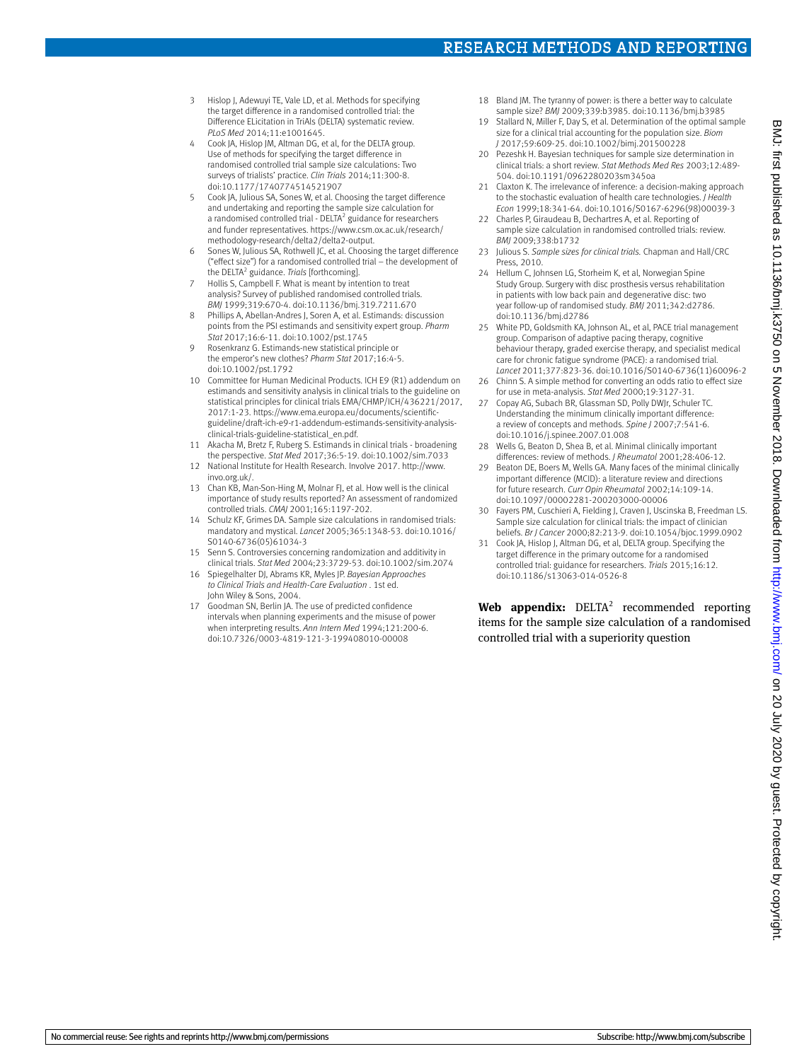3 Hislop J, Adewuyi TE, Vale LD, et al. Methods for specifying the target difference in a randomised controlled trial: the Difference ELicitation in TriAls (DELTA) systematic review. *PLoS Med* 2014;11:e1001645.

4 Cook JA, Hislop JM, Altman DG, et al, for the DELTA group. Use of methods for specifying the target difference in randomised controlled trial sample size calculations: Two surveys of trialists' practice. *Clin Trials* 2014;11:300-8. doi:10.1177/1740774514521907

5 Cook JA, Julious SA, Sones W, et al. Choosing the target difference and undertaking and reporting the sample size calculation for a randomised controlled trial - DELTA[2] guidance for researchers and funder representatives. https://www.csm.ox.ac.uk/research/methodology-research/delta2/delta2-output.

6 Sones W, Julious SA, Rothwell JC, et al. Choosing the target difference ("effect size") for a randomised controlled trial – the development of the DELTA[2] guidance. *Trials* [forthcoming].

7 Hollis S, Campbell F. What is meant by intention to treat analysis? Survey of published randomised controlled trials. *BMJ* 1999;319:670-4. doi:10.1136/bmj.319.7211.670

8 Phillips A, Abellan-Andres J, Soren A, et al. Estimands: discussion points from the PSI estimands and sensitivity expert group. *Pharm Stat* 2017;16:6-11. doi:10.1002/pst.1745

9 Rosenkranz G. Estimands-new statistical principle or the emperor's new clothes? *Pharm Stat* 2017;16:4-5. doi:10.1002/pst.1792

10 Committee for Human Medicinal Products. ICH E9 (R1) addendum on estimands and sensitivity analysis in clinical trials to the guideline on statistical principles for clinical trials EMA/CHMP/ICH/436221/2017, 2017:1-23. https://www.ema.europa.eu/documents/scientific-guideline/draft-ich-e9-r1-addendum-estimands-sensitivity-analysis-clinical-trials-guideline-statistical_en.pdf.

11 Akacha M, Bretz F, Ruberg S. Estimands in clinical trials - broadening the perspective. *Stat Med* 2017;36:5-19. doi:10.1002/sim.7033

12 National Institute for Health Research. Involve 2017. http://www.invo.org.uk/.

13 Chan KB, Man-Son-Hing M, Molnar FJ, et al. How well is the clinical importance of study results reported? An assessment of randomized controlled trials. *CMAJ* 2001;165:1197-202.

14 Schulz KF, Grimes DA. Sample size calculations in randomised trials: mandatory and mystical. *Lancet* 2005;365:1348-53. doi:10.1016/S0140-6736(05)61034-3

15 Senn S. Controversies concerning randomization and additivity in clinical trials. *Stat Med* 2004;23:3729-53. doi:10.1002/sim.2074

16 Spiegelhalter DJ, Abrams KR, Myles JP. *Bayesian Approaches to Clinical Trials and Health-Care Evaluation* . 1st ed. John Wiley & Sons, 2004.

17 Goodman SN, Berlin JA. The use of predicted confidence intervals when planning experiments and the misuse of power when interpreting results. *Ann Intern Med* 1994;121:200-6. doi:10.7326/0003-4819-121-3-199408010-00008

18 Bland JM. The tyranny of power: is there a better way to calculate sample size? *BMJ* 2009;339:b3985. doi:10.1136/bmj.b3985

19 Stallard N, Miller F, Day S, et al. Determination of the optimal sample size for a clinical trial accounting for the population size. *Biom J* 2017;59:609-25. doi:10.1002/bimj.201500228

20 Pezeshk H. Bayesian techniques for sample size determination in clinical trials: a short review. *Stat Methods Med Res* 2003;12:489-504. doi:10.1191/0962280203sm345oa

21 Claxton K. The irrelevance of inference: a decision-making approach to the stochastic evaluation of health care technologies. *J Health Econ* 1999;18:341-64. doi:10.1016/S0167-6296(98)00039-3

22 Charles P, Giraudeau B, Dechartres A, et al. Reporting of sample size calculation in randomised controlled trials: review. *BMJ* 2009;338:b1732

23 Julious S. *Sample sizes for clinical trials.* Chapman and Hall/CRC Press, 2010.

24 Hellum C, Johnsen LG, Storheim K, et al, Norwegian Spine Study Group. Surgery with disc prosthesis versus rehabilitation in patients with low back pain and degenerative disc: two year follow-up of randomised study. *BMJ* 2011;342:d2786. doi:10.1136/bmj.d2786

25 White PD, Goldsmith KA, Johnson AL, et al, PACE trial management group. Comparison of adaptive pacing therapy, cognitive behaviour therapy, graded exercise therapy, and specialist medical care for chronic fatigue syndrome (PACE): a randomised trial. *Lancet* 2011;377:823-36. doi:10.1016/S0140-6736(11)60096-2

26 Chinn S. A simple method for converting an odds ratio to effect size for use in meta-analysis. *Stat Med* 2000;19:3127-31.

27 Copay AG, Subach BR, Glassman SD, Polly DWJr, Schuler TC. Understanding the minimum clinically important difference: a review of concepts and methods. *Spine J* 2007;7:541-6. doi:10.1016/j.spinee.2007.01.008

28 Wells G, Beaton D, Shea B, et al. Minimal clinically important differences: review of methods. *J Rheumatol* 2001;28:406-12.

29 Beaton DE, Boers M, Wells GA. Many faces of the minimal clinically important difference (MCID): a literature review and directions for future research. *Curr Opin Rheumatol* 2002;14:109-14. doi:10.1097/00002281-200203000-00006

30 Fayers PM, Cuschieri A, Fielding J, Craven J, Uscinska B, Freedman LS. Sample size calculation for clinical trials: the impact of clinician beliefs. *Br J Cancer* 2000;82:213-9. doi:10.1054/bjoc.1999.0902

31 Cook JA, Hislop J, Altman DG, et al, DELTA group. Specifying the target difference in the primary outcome for a randomised controlled trial: guidance for researchers. *Trials* 2015;16:12. doi:10.1186/s13063-014-0526-8

**Web appendix:** DELTA[2] recommended reporting items for the sample size calculation of a randomised controlled trial with a superiority question